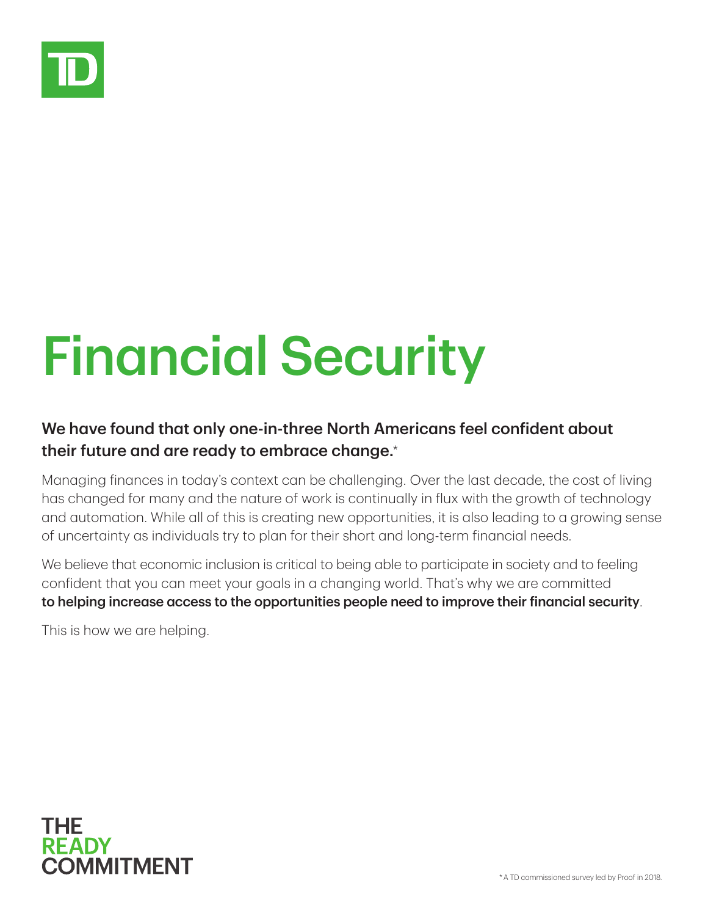# Financial Security

**We have found that only one-in-three North Americans feel confident about their future and are ready to embrace change.***

Managing finances in today's context can be challenging. Over the last decade, the cost of living has changed for many and the nature of work is continually in flux with the growth of technology and automation. While all of this is creating new opportunities, it is also leading to a growing sense of uncertainty as individuals try to plan for their short and long-term financial needs.

We believe that economic inclusion is critical to being able to participate in society and to feeling confident that you can meet your goals in a changing world. That's why we are committed **to helping increase access to the opportunities people need to improve their financial security**.

This is how we are helping.

THE READY COMMITMENT

* A TD commissioned survey led by Proof in 2018.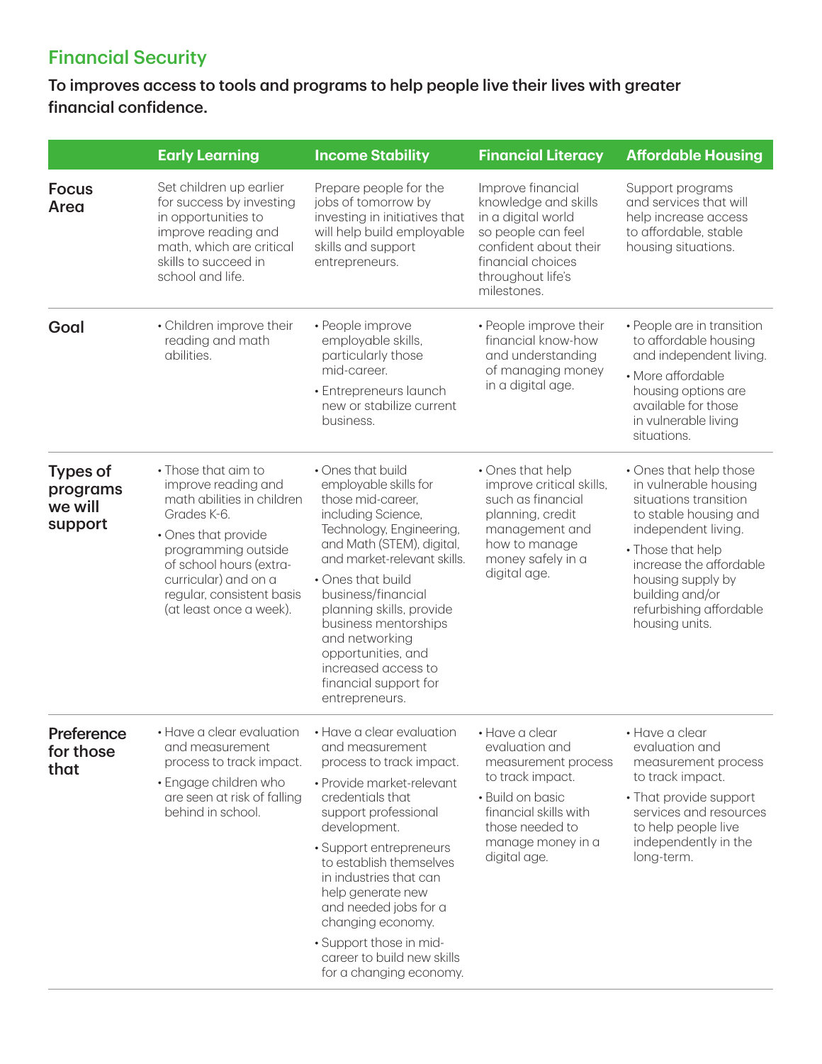## Financial Security

**To improves access to tools and programs to help people live their lives with greater financial confidence.**

| | Early Learning | Income Stability | Financial Literacy | Affordable Housing |
|---|---|---|---|---|
| **Focus Area** | Set children up earlier for success by investing in opportunities to improve reading and math, which are critical skills to succeed in school and life. | Prepare people for the jobs of tomorrow by investing in initiatives that will help build employable skills and support entrepreneurs. | Improve financial knowledge and skills in a digital world so people can feel confident about their financial choices throughout life's milestones. | Support programs and services that will help increase access to affordable, stable housing situations. |
| **Goal** | • Children improve their reading and math abilities. | • People improve employable skills, particularly those mid-career.<br>• Entrepreneurs launch new or stabilize current business. | • People improve their financial know-how and understanding of managing money in a digital age. | • People are in transition to affordable housing and independent living.<br>• More affordable housing options are available for those in vulnerable living situations. |
| **Types of programs we will support** | • Those that aim to improve reading and math abilities in children Grades K-6.<br>• Ones that provide programming outside of school hours (extra-curricular) and on a regular, consistent basis (at least once a week). | • Ones that build employable skills for those mid-career, including Science, Technology, Engineering, and Math (STEM), digital, and market-relevant skills.<br>• Ones that build business/financial planning skills, provide business mentorships and networking opportunities, and increased access to financial support for entrepreneurs. | • Ones that help improve critical skills, such as financial planning, credit management and how to manage money safely in a digital age. | • Ones that help those in vulnerable housing situations transition to stable housing and independent living.<br>• Those that help increase the affordable housing supply by building and/or refurbishing affordable housing units. |
| **Preference for those that** | • Have a clear evaluation and measurement process to track impact.<br>• Engage children who are seen at risk of falling behind in school. | • Have a clear evaluation and measurement process to track impact.<br>• Provide market-relevant credentials that support professional development.<br>• Support entrepreneurs to establish themselves in industries that can help generate new and needed jobs for a changing economy.<br>• Support those in mid-career to build new skills for a changing economy. | • Have a clear evaluation and measurement process to track impact.<br>• Build on basic financial skills with those needed to manage money in a digital age. | • Have a clear evaluation and measurement process to track impact.<br>• That provide support services and resources to help people live independently in the long-term. |